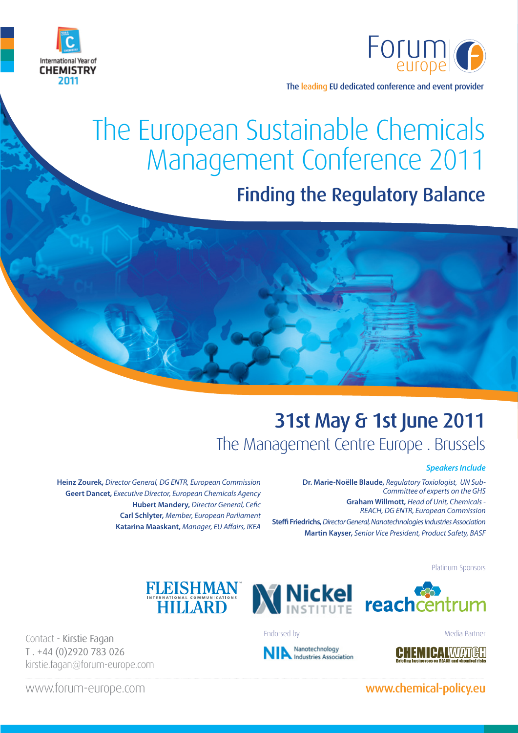International Year of CHEMISTRY 2011

Forum europe

The leading EU dedicated conference and event provider

# The European Sustainable Chemicals Management Conference 2011

## Finding the Regulatory Balance

## 31st May & 1st June 2011

The Management Centre Europe . Brussels

### *Speakers Include*

**Heinz Zourek,** *Director General, DG ENTR, European Commission*
**Geert Dancet,** *Executive Director, European Chemicals Agency*
**Hubert Mandery,** *Director General, Cefic*
**Carl Schlyter,** *Member, European Parliament*
**Katarina Maaskant,** *Manager, EU Affairs, IKEA*
**Dr. Marie-Noëlle Blaude,** *Regulatory Toxiologist, UN Sub-Committee of experts on the GHS*
**Graham Willmott,** *Head of Unit, Chemicals - REACH, DG ENTR, European Commission*
**Steffi Friedrichs,** *Director General, Nanotechnologies Industries Association*
**Martin Kayser,** *Senior Vice President, Product Safety, BASF*

Platinum Sponsors

FLEISHMAN HILLARD INTERNATIONAL COMMUNICATIONS

Nickel INSTITUTE

reachcentrum

Endorsed by

NIA Nanotechnology Industries Association

Media Partner

CHEMICALWATCH Briefing businesses on REACH and chemical risks

Contact - Kirstie Fagan
T . +44 (0)2920 783 026
kirstie.fagan@forum-europe.com

www.forum-europe.com

www.chemical-policy.eu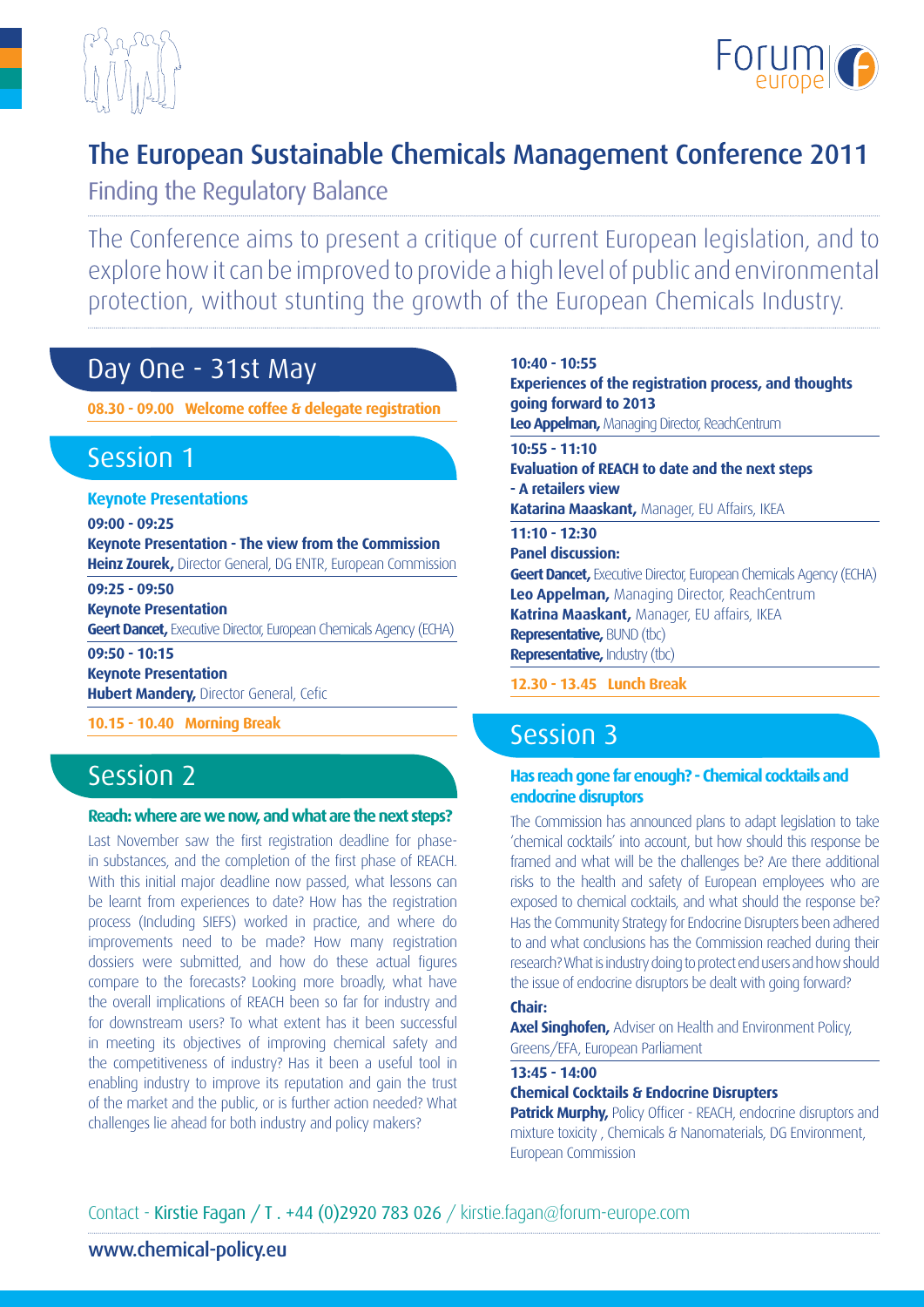# The European Sustainable Chemicals Management Conference 2011

Finding the Regulatory Balance

The Conference aims to present a critique of current European legislation, and to explore how it can be improved to provide a high level of public and environmental protection, without stunting the growth of the European Chemicals Industry.

## Day One - 31st May

**08.30 - 09.00 Welcome coffee & delegate registration**

## Session 1

### Keynote Presentations

**09:00 - 09:25**
**Keynote Presentation - The view from the Commission**
**Heinz Zourek,** Director General, DG ENTR, European Commission

**09:25 - 09:50**
**Keynote Presentation**
**Geert Dancet,** Executive Director, European Chemicals Agency (ECHA)

**09:50 - 10:15**
**Keynote Presentation**
**Hubert Mandery,** Director General, Cefic

**10.15 - 10.40 Morning Break**

## Session 2

### Reach: where are we now, and what are the next steps?

Last November saw the first registration deadline for phase-in substances, and the completion of the first phase of REACH. With this initial major deadline now passed, what lessons can be learnt from experiences to date? How has the registration process (Including SIEFS) worked in practice, and where do improvements need to be made? How many registration dossiers were submitted, and how do these actual figures compare to the forecasts? Looking more broadly, what have the overall implications of REACH been so far for industry and for downstream users? To what extent has it been successful in meeting its objectives of improving chemical safety and the competitiveness of industry? Has it been a useful tool in enabling industry to improve its reputation and gain the trust of the market and the public, or is further action needed? What challenges lie ahead for both industry and policy makers?

**10:40 - 10:55**
**Experiences of the registration process, and thoughts going forward to 2013**
**Leo Appelman,** Managing Director, ReachCentrum

**10:55 - 11:10**
**Evaluation of REACH to date and the next steps - A retailers view**
**Katarina Maaskant,** Manager, EU Affairs, IKEA

**11:10 - 12:30**
**Panel discussion:**
**Geert Dancet,** Executive Director, European Chemicals Agency (ECHA)
**Leo Appelman,** Managing Director, ReachCentrum
**Katrina Maaskant,** Manager, EU affairs, IKEA
**Representative,** BUND (tbc)
**Representative,** Industry (tbc)

**12.30 - 13.45 Lunch Break**

## Session 3

### Has reach gone far enough? - Chemical cocktails and endocrine disruptors

The Commission has announced plans to adapt legislation to take 'chemical cocktails' into account, but how should this response be framed and what will be the challenges be? Are there additional risks to the health and safety of European employees who are exposed to chemical cocktails, and what should the response be? Has the Community Strategy for Endocrine Disrupters been adhered to and what conclusions has the Commission reached during their research? What is industry doing to protect end users and how should the issue of endocrine disruptors be dealt with going forward?

**Chair:**
**Axel Singhofen,** Adviser on Health and Environment Policy, Greens/EFA, European Parliament

**13:45 - 14:00**
**Chemical Cocktails & Endocrine Disrupters**
**Patrick Murphy,** Policy Officer - REACH, endocrine disruptors and mixture toxicity , Chemicals & Nanomaterials, DG Environment, European Commission

Contact - Kirstie Fagan / T . +44 (0)2920 783 026 / kirstie.fagan@forum-europe.com

www.chemical-policy.eu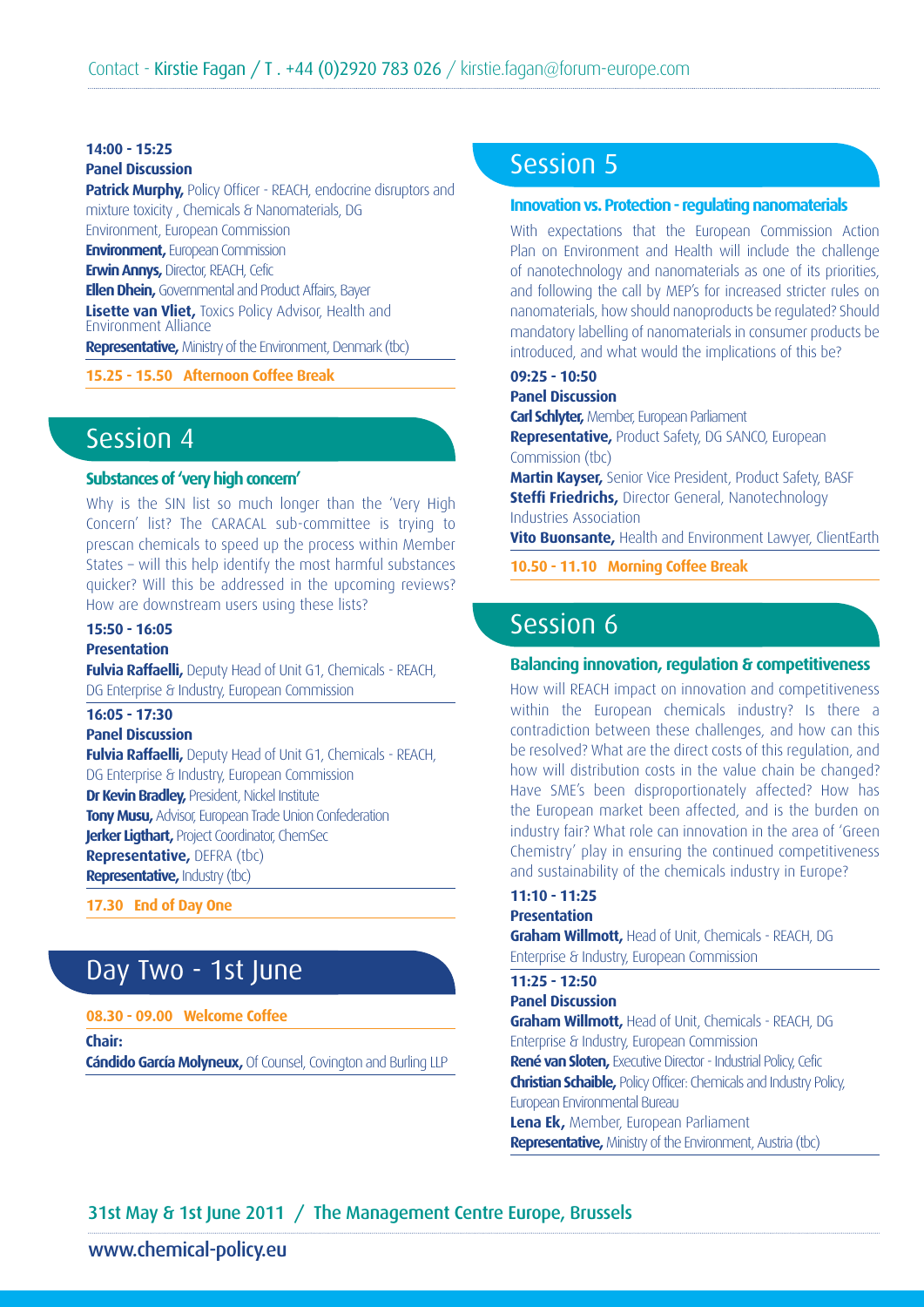**14:00 - 15:25**
**Panel Discussion**
**Patrick Murphy,** Policy Officer - REACH, endocrine disruptors and mixture toxicity , Chemicals & Nanomaterials, DG Environment, European Commission
**Environment,** European Commission
**Erwin Annys,** Director, REACH, Cefic
**Ellen Dhein,** Governmental and Product Affairs, Bayer
**Lisette van Vliet,** Toxics Policy Advisor, Health and Environment Alliance
**Representative,** Ministry of the Environment, Denmark (tbc)

**15.25 - 15.50 Afternoon Coffee Break**

## Session 4

### Substances of 'very high concern'

Why is the SIN list so much longer than the 'Very High Concern' list? The CARACAL sub-committee is trying to prescan chemicals to speed up the process within Member States – will this help identify the most harmful substances quicker? Will this be addressed in the upcoming reviews? How are downstream users using these lists?

**15:50 - 16:05**
**Presentation**
**Fulvia Raffaelli,** Deputy Head of Unit G1, Chemicals - REACH, DG Enterprise & Industry, European Commission

**16:05 - 17:30**
**Panel Discussion**
**Fulvia Raffaelli,** Deputy Head of Unit G1, Chemicals - REACH, DG Enterprise & Industry, European Commission
**Dr Kevin Bradley,** President, Nickel Institute
**Tony Musu,** Advisor, European Trade Union Confederation
**Jerker Ligthart,** Project Coordinator, ChemSec
**Representative,** DEFRA (tbc)
**Representative,** Industry (tbc)

**17.30 End of Day One**

## Day Two - 1st June

**08.30 - 09.00 Welcome Coffee**

**Chair:**
**Cándido García Molyneux,** Of Counsel, Covington and Burling LLP

## Session 5

### Innovation vs. Protection - regulating nanomaterials

With expectations that the European Commission Action Plan on Environment and Health will include the challenge of nanotechnology and nanomaterials as one of its priorities, and following the call by MEP's for increased stricter rules on nanomaterials, how should nanoproducts be regulated? Should mandatory labelling of nanomaterials in consumer products be introduced, and what would the implications of this be?

**09:25 - 10:50**
**Panel Discussion**
**Carl Schlyter,** Member, European Parliament
**Representative,** Product Safety, DG SANCO, European Commission (tbc)
**Martin Kayser,** Senior Vice President, Product Safety, BASF
**Steffi Friedrichs,** Director General, Nanotechnology Industries Association
**Vito Buonsante,** Health and Environment Lawyer, ClientEarth

**10.50 - 11.10 Morning Coffee Break**

## Session 6

### Balancing innovation, regulation & competitiveness

How will REACH impact on innovation and competitiveness within the European chemicals industry? Is there a contradiction between these challenges, and how can this be resolved? What are the direct costs of this regulation, and how will distribution costs in the value chain be changed? Have SME's been disproportionately affected? How has the European market been affected, and is the burden on industry fair? What role can innovation in the area of 'Green Chemistry' play in ensuring the continued competitiveness and sustainability of the chemicals industry in Europe?

**11:10 - 11:25**
**Presentation**
**Graham Willmott,** Head of Unit, Chemicals - REACH, DG Enterprise & Industry, European Commission

**11:25 - 12:50**
**Panel Discussion**
**Graham Willmott,** Head of Unit, Chemicals - REACH, DG Enterprise & Industry, European Commission
**René van Sloten,** Executive Director - Industrial Policy, Cefic
**Christian Schaible,** Policy Officer: Chemicals and Industry Policy, European Environmental Bureau
**Lena Ek,** Member, European Parliament
**Representative,** Ministry of the Environment, Austria (tbc)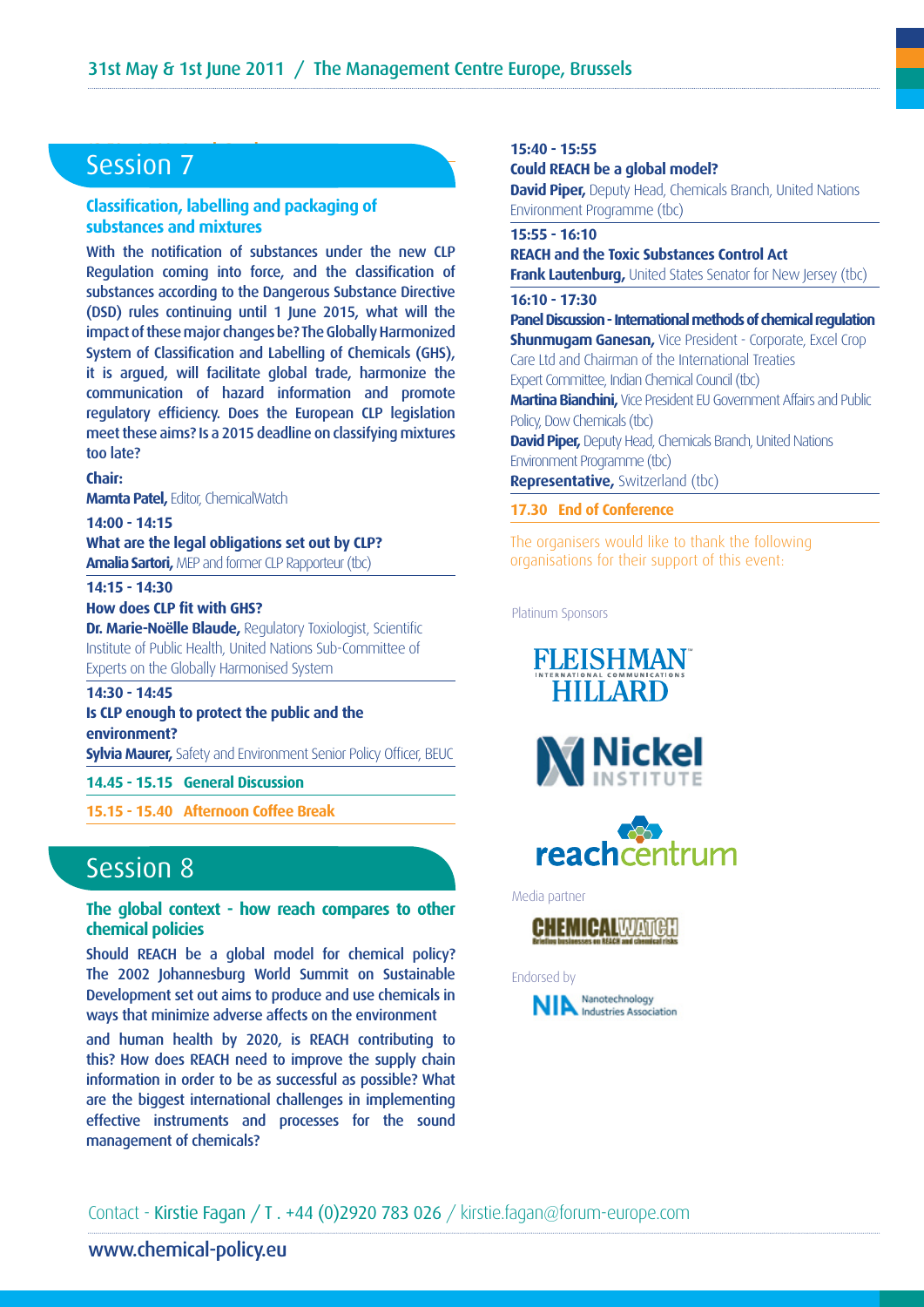## Session 7

### Classification, labelling and packaging of substances and mixtures

With the notification of substances under the new CLP Regulation coming into force, and the classification of substances according to the Dangerous Substance Directive (DSD) rules continuing until 1 June 2015, what will the impact of these major changes be? The Globally Harmonized System of Classification and Labelling of Chemicals (GHS), it is argued, will facilitate global trade, harmonize the communication of hazard information and promote regulatory efficiency. Does the European CLP legislation meet these aims? Is a 2015 deadline on classifying mixtures too late?

**Chair:**
**Mamta Patel,** Editor, ChemicalWatch

**14:00 - 14:15**
**What are the legal obligations set out by CLP?**
**Amalia Sartori,** MEP and former CLP Rapporteur (tbc)

**14:15 - 14:30**
**How does CLP fit with GHS?**
**Dr. Marie-Noëlle Blaude,** Regulatory Toxiologist, Scientific Institute of Public Health, United Nations Sub-Committee of Experts on the Globally Harmonised System

**14:30 - 14:45**
**Is CLP enough to protect the public and the environment?**
**Sylvia Maurer,** Safety and Environment Senior Policy Officer, BEUC

**14.45 - 15.15 General Discussion**

**15.15 - 15.40 Afternoon Coffee Break**

## Session 8

### The global context - how reach compares to other chemical policies

Should REACH be a global model for chemical policy? The 2002 Johannesburg World Summit on Sustainable Development set out aims to produce and use chemicals in ways that minimize adverse affects on the environment and human health by 2020, is REACH contributing to this? How does REACH need to improve the supply chain information in order to be as successful as possible? What are the biggest international challenges in implementing effective instruments and processes for the sound management of chemicals?

**15:40 - 15:55**
**Could REACH be a global model?**
**David Piper,** Deputy Head, Chemicals Branch, United Nations Environment Programme (tbc)

**15:55 - 16:10**
**REACH and the Toxic Substances Control Act**
**Frank Lautenburg,** United States Senator for New Jersey (tbc)

**16:10 - 17:30**
**Panel Discussion - International methods of chemical regulation**
**Shunmugam Ganesan,** Vice President - Corporate, Excel Crop Care Ltd and Chairman of the International Treaties Expert Committee, Indian Chemical Council (tbc)
**Martina Bianchini,** Vice President EU Government Affairs and Public Policy, Dow Chemicals (tbc)
**David Piper,** Deputy Head, Chemicals Branch, United Nations Environment Programme (tbc)
**Representative,** Switzerland (tbc)

**17.30 End of Conference**

The organisers would like to thank the following organisations for their support of this event:

Platinum Sponsors

FLEISHMAN HILLARD

Nickel INSTITUTE

reachcentrum

Media partner

CHEMICALWATCH

Endorsed by

NIA Nanotechnology Industries Association

Contact - Kirstie Fagan / T . +44 (0)2920 783 026 / kirstie.fagan@forum-europe.com

www.chemical-policy.eu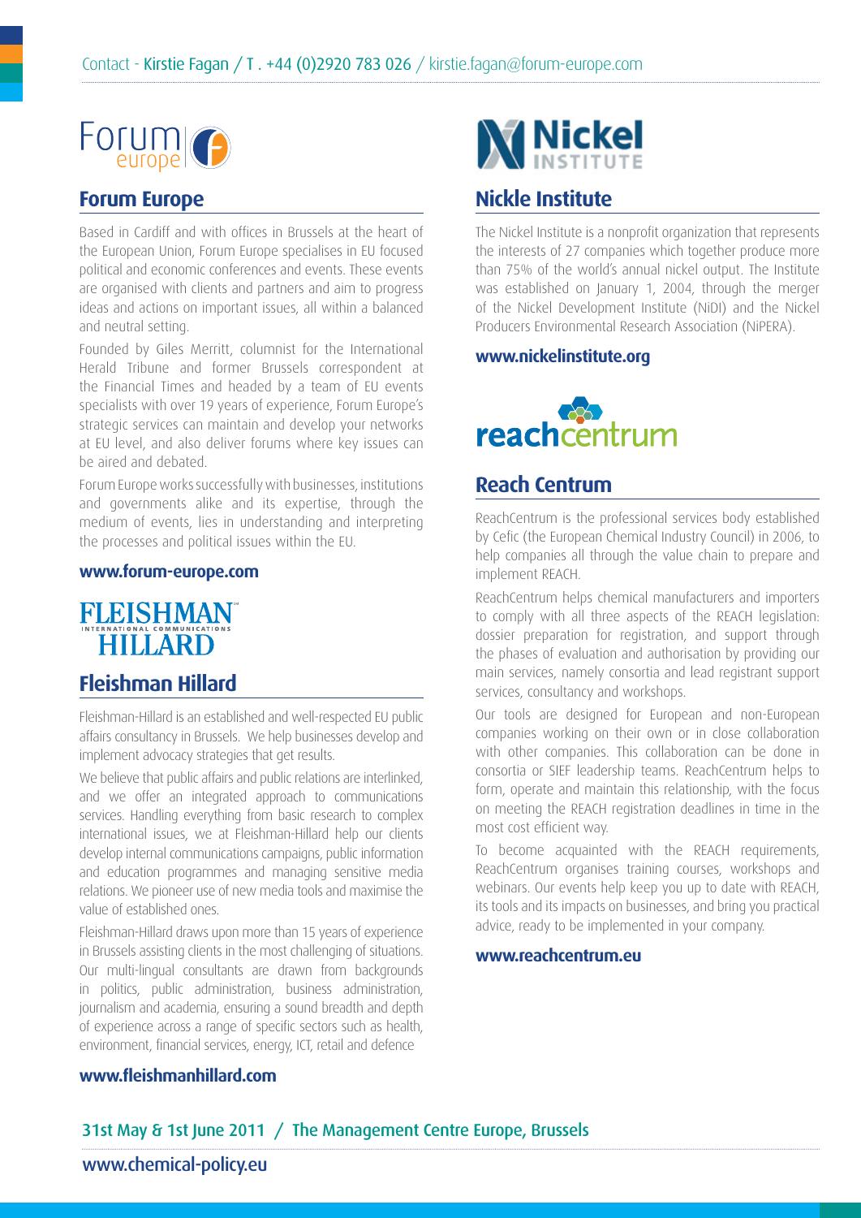Contact - Kirstie Fagan / T . +44 (0)2920 783 026 / kirstie.fagan@forum-europe.com

## Forum Europe

Based in Cardiff and with offices in Brussels at the heart of the European Union, Forum Europe specialises in EU focused political and economic conferences and events. These events are organised with clients and partners and aim to progress ideas and actions on important issues, all within a balanced and neutral setting.

Founded by Giles Merritt, columnist for the International Herald Tribune and former Brussels correspondent at the Financial Times and headed by a team of EU events specialists with over 19 years of experience, Forum Europe's strategic services can maintain and develop your networks at EU level, and also deliver forums where key issues can be aired and debated.

Forum Europe works successfully with businesses, institutions and governments alike and its expertise, through the medium of events, lies in understanding and interpreting the processes and political issues within the EU.

**www.forum-europe.com**

## Fleishman Hillard

Fleishman-Hillard is an established and well-respected EU public affairs consultancy in Brussels. We help businesses develop and implement advocacy strategies that get results.

We believe that public affairs and public relations are interlinked, and we offer an integrated approach to communications services. Handling everything from basic research to complex international issues, we at Fleishman-Hillard help our clients develop internal communications campaigns, public information and education programmes and managing sensitive media relations. We pioneer use of new media tools and maximise the value of established ones.

Fleishman-Hillard draws upon more than 15 years of experience in Brussels assisting clients in the most challenging of situations. Our multi-lingual consultants are drawn from backgrounds in politics, public administration, business administration, journalism and academia, ensuring a sound breadth and depth of experience across a range of specific sectors such as health, environment, financial services, energy, ICT, retail and defence

**www.fleishmanhillard.com**

## Nickle Institute

The Nickel Institute is a nonprofit organization that represents the interests of 27 companies which together produce more than 75% of the world's annual nickel output. The Institute was established on January 1, 2004, through the merger of the Nickel Development Institute (NiDI) and the Nickel Producers Environmental Research Association (NiPERA).

**www.nickelinstitute.org**

## Reach Centrum

ReachCentrum is the professional services body established by Cefic (the European Chemical Industry Council) in 2006, to help companies all through the value chain to prepare and implement REACH.

ReachCentrum helps chemical manufacturers and importers to comply with all three aspects of the REACH legislation: dossier preparation for registration, and support through the phases of evaluation and authorisation by providing our main services, namely consortia and lead registrant support services, consultancy and workshops.

Our tools are designed for European and non-European companies working on their own or in close collaboration with other companies. This collaboration can be done in consortia or SIEF leadership teams. ReachCentrum helps to form, operate and maintain this relationship, with the focus on meeting the REACH registration deadlines in time in the most cost efficient way.

To become acquainted with the REACH requirements, ReachCentrum organises training courses, workshops and webinars. Our events help keep you up to date with REACH, its tools and its impacts on businesses, and bring you practical advice, ready to be implemented in your company.

**www.reachcentrum.eu**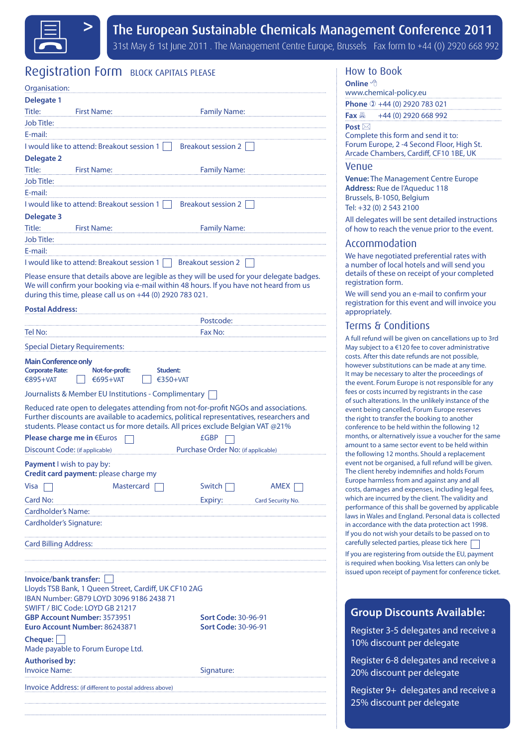# The European Sustainable Chemicals Management Conference 2011

31st May & 1st June 2011 . The Management Centre Europe, Brussels   Fax form to +44 (0) 2920 668 992

## Registration Form   BLOCK CAPITALS PLEASE

Organisation:

**Delegate 1**

Title: First Name: Family Name:

Job Title:

E-mail:

I would like to attend: Breakout session 1 ☐ Breakout session 2 ☐

**Delegate 2**

Title: First Name: Family Name:

Job Title:

E-mail:

I would like to attend: Breakout session 1 ☐ Breakout session 2 ☐

**Delegate 3**

Title: First Name: Family Name:

Job Title:

E-mail:

I would like to attend: Breakout session 1 ☐ Breakout session 2 ☐

Please ensure that details above are legible as they will be used for your delegate badges. We will confirm your booking via e-mail within 48 hours. If you have not heard from us during this time, please call us on +44 (0) 2920 783 021.

**Postal Address:**

Postcode:

Tel No: Fax No:

Special Dietary Requirements:

**Main Conference only**

**Corporate Rate:** €895+VAT ☐ **Not-for-profit:** €695+VAT ☐ **Student:** €350+VAT

Journalists & Member EU Institutions - Complimentary ☐

Reduced rate open to delegates attending from not-for-profit NGOs and associations. Further discounts are available to academics, political representatives, researchers and students. Please contact us for more details. All prices exclude Belgian VAT @21%

**Please charge me in** €Euros ☐ £GBP ☐

Discount Code: (if applicable) Purchase Order No: (if applicable)

**Payment** I wish to pay by:

**Credit card payment:** please charge my

Visa ☐ Mastercard ☐ Switch ☐ AMEX ☐

Card No: Expiry: Card Security No.

Cardholder's Name:

Cardholder's Signature:

Card Billing Address:

**Invoice/bank transfer:** ☐

Lloyds TSB Bank, 1 Queen Street, Cardiff, UK CF10 2AG

IBAN Number: GB79 LOYD 3096 9186 2438 71

SWIFT / BIC Code: LOYD GB 21217

**GBP Account Number:** 3573951 **Sort Code:** 30-96-91

**Euro Account Number:** 86243871 **Sort Code:** 30-96-91

**Cheque:** ☐

Made payable to Forum Europe Ltd.

**Authorised by:**

Invoice Name: Signature:

Invoice Address: (if different to postal address above)

## How to Book

**Online**
www.chemical-policy.eu

**Phone** +44 (0) 2920 783 021

**Fax** +44 (0) 2920 668 992

**Post**
Complete this form and send it to:
Forum Europe, 2 -4 Second Floor, High St.
Arcade Chambers, Cardiff, CF10 1BE, UK

## Venue

**Venue:** The Management Centre Europe
**Address:** Rue de l'Aqueduc 118
Brussels, B-1050, Belgium
Tel: +32 (0) 2 543 2100

All delegates will be sent detailed instructions of how to reach the venue prior to the event.

## Accommodation

We have negotiated preferential rates with a number of local hotels and will send you details of these on receipt of your completed registration form.

We will send you an e-mail to confirm your registration for this event and will invoice you appropriately.

## Terms & Conditions

A full refund will be given on cancellations up to 3rd May subject to a €120 fee to cover administrative costs. After this date refunds are not possible, however substitutions can be made at any time. It may be necessary to alter the proceedings of the event. Forum Europe is not responsible for any fees or costs incurred by registrants in the case of such alterations. In the unlikely instance of the event being cancelled, Forum Europe reserves the right to transfer the booking to another conference to be held within the following 12 months, or alternatively issue a voucher for the same amount to a same sector event to be held within the following 12 months. Should a replacement event not be organised, a full refund will be given. The client hereby indemnifies and holds Forum Europe harmless from and against any and all costs, damages and expenses, including legal fees, which are incurred by the client. The validity and performance of this shall be governed by applicable laws in Wales and England. Personal data is collected in accordance with the data protection act 1998. If you do not wish your details to be passed on to carefully selected parties, please tick here ☐

If you are registering from outside the EU, payment is required when booking. Visa letters can only be issued upon receipt of payment for conference ticket.

## Group Discounts Available:

Register 3-5 delegates and receive a 10% discount per delegate

Register 6-8 delegates and receive a 20% discount per delegate

Register 9+ delegates and receive a 25% discount per delegate